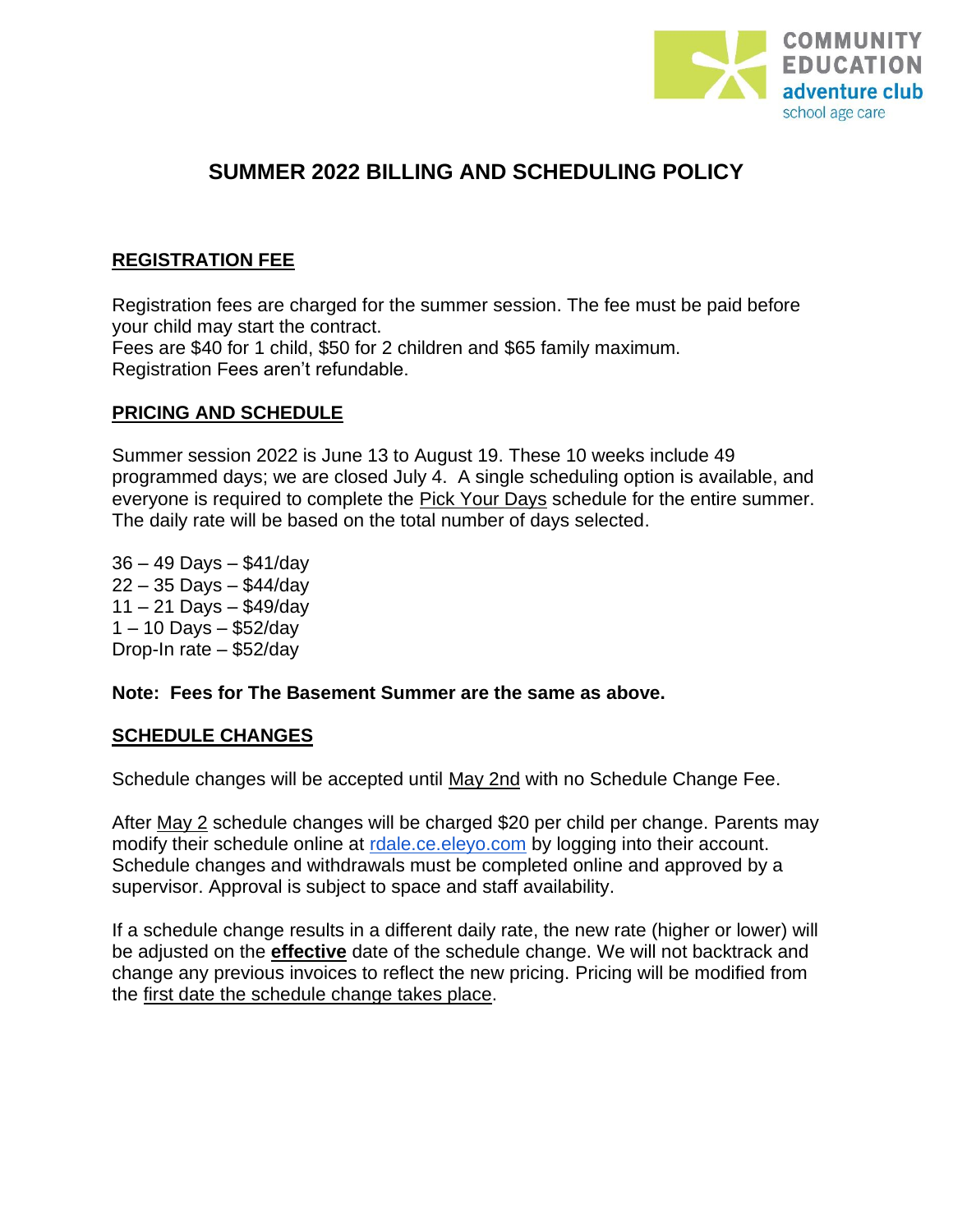COMMUNITY EDUCATION adventure club school age care

# SUMMER 2022 BILLING AND SCHEDULING POLICY

## REGISTRATION FEE

Registration fees are charged for the summer session. The fee must be paid before your child may start the contract.
Fees are $40 for 1 child, $50 for 2 children and $65 family maximum.
Registration Fees aren't refundable.

## PRICING AND SCHEDULE

Summer session 2022 is June 13 to August 19. These 10 weeks include 49 programmed days; we are closed July 4. A single scheduling option is available, and everyone is required to complete the Pick Your Days schedule for the entire summer. The daily rate will be based on the total number of days selected.

36 – 49 Days – $41/day
22 – 35 Days – $44/day
11 – 21 Days – $49/day
1 – 10 Days – $52/day
Drop-In rate – $52/day

**Note: Fees for The Basement Summer are the same as above.**

## SCHEDULE CHANGES

Schedule changes will be accepted until May 2nd with no Schedule Change Fee.

After May 2 schedule changes will be charged $20 per child per change. Parents may modify their schedule online at rdale.ce.eleyo.com by logging into their account. Schedule changes and withdrawals must be completed online and approved by a supervisor. Approval is subject to space and staff availability.

If a schedule change results in a different daily rate, the new rate (higher or lower) will be adjusted on the **effective** date of the schedule change. We will not backtrack and change any previous invoices to reflect the new pricing. Pricing will be modified from the first date the schedule change takes place.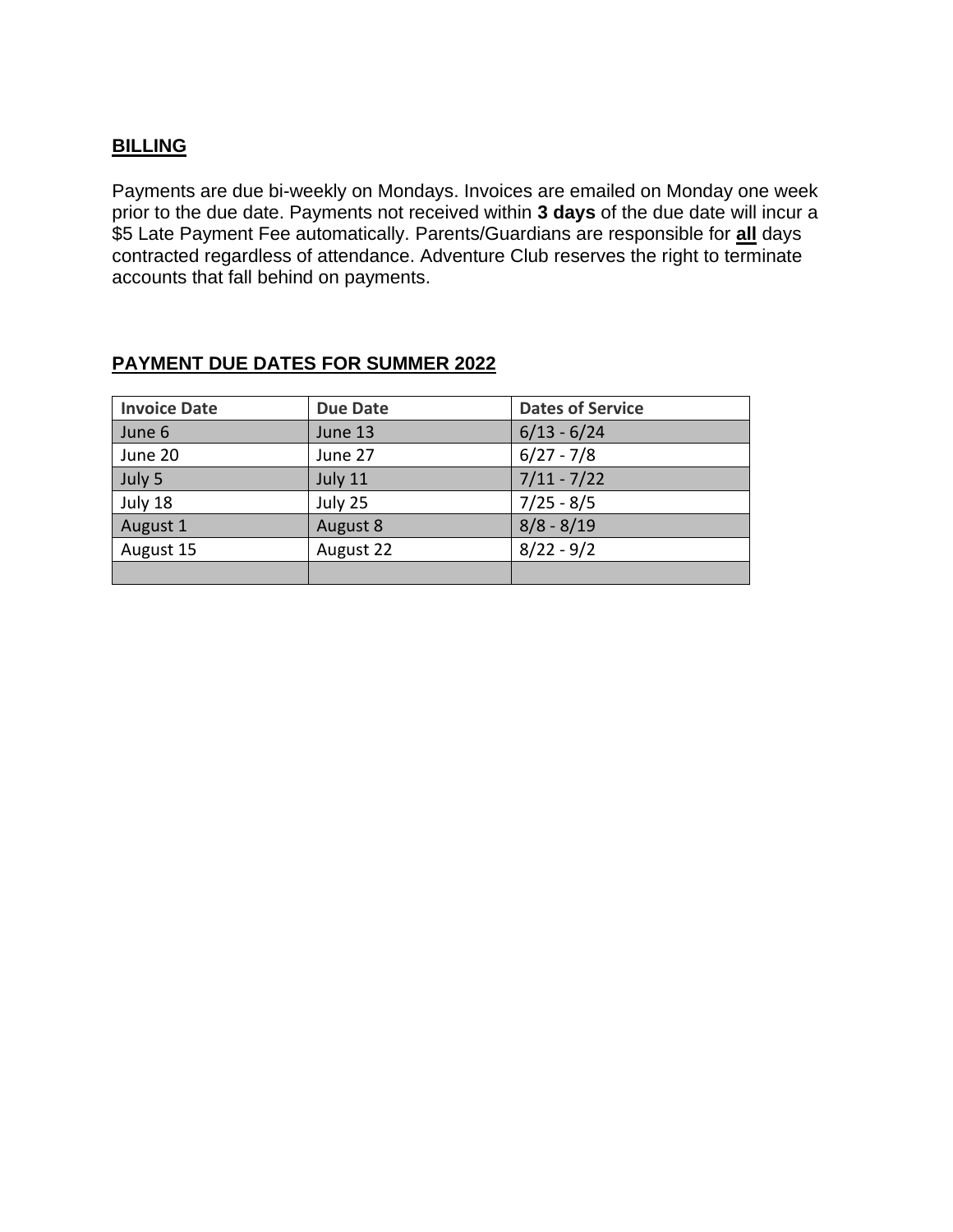## BILLING

Payments are due bi-weekly on Mondays. Invoices are emailed on Monday one week prior to the due date. Payments not received within **3 days** of the due date will incur a $5 Late Payment Fee automatically. Parents/Guardians are responsible for **<u>all</u>** days contracted regardless of attendance. Adventure Club reserves the right to terminate accounts that fall behind on payments.

## PAYMENT DUE DATES FOR SUMMER 2022

| Invoice Date | Due Date | Dates of Service |
|---|---|---|
| June 6 | June 13 | 6/13 - 6/24 |
| June 20 | June 27 | 6/27 - 7/8 |
| July 5 | July 11 | 7/11 - 7/22 |
| July 18 | July 25 | 7/25 - 8/5 |
| August 1 | August 8 | 8/8 - 8/19 |
| August 15 | August 22 | 8/22 - 9/2 |
| | | |